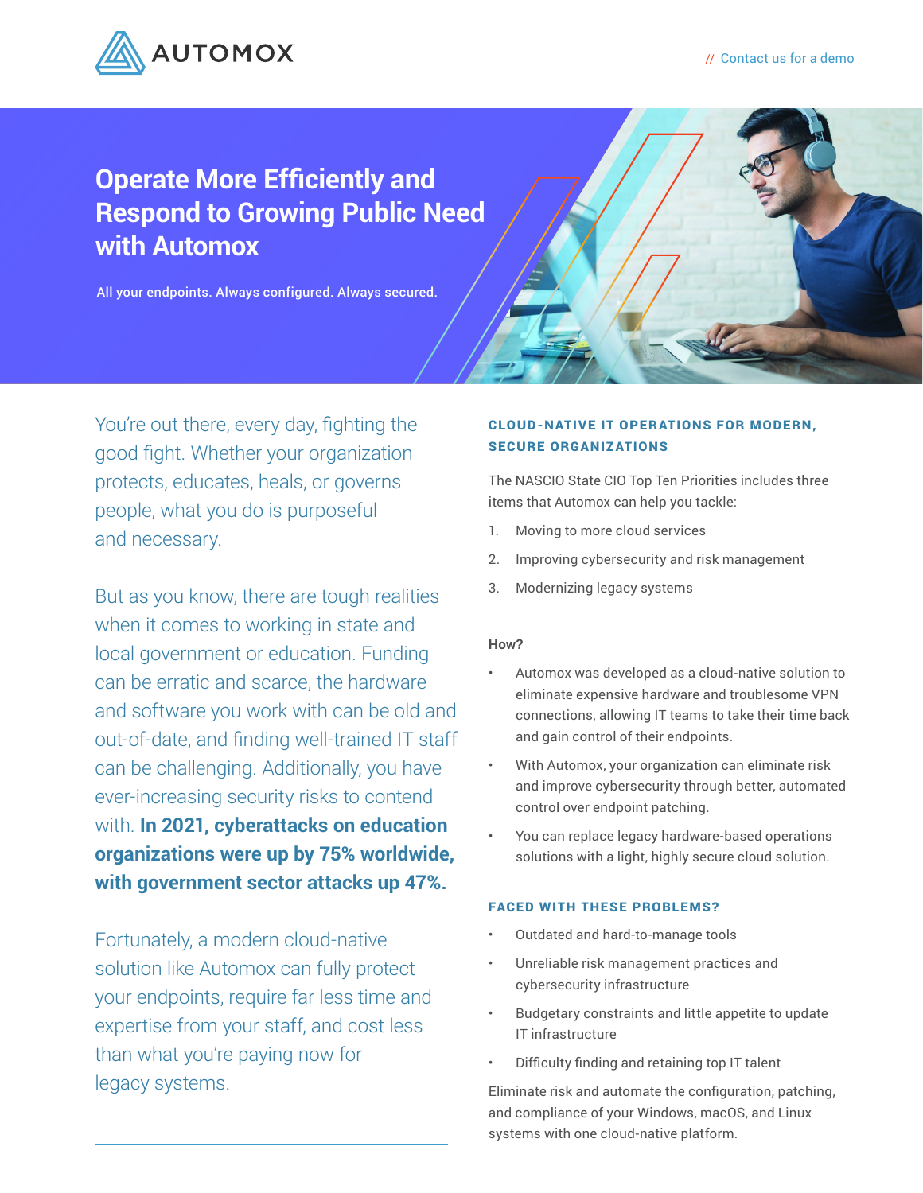AUTOMOX

// Contact us for a demo

# Operate More Efficiently and Respond to Growing Public Need with Automox

All your endpoints. Always configured. Always secured.

You're out there, every day, fighting the good fight. Whether your organization protects, educates, heals, or governs people, what you do is purposeful and necessary.

But as you know, there are tough realities when it comes to working in state and local government or education. Funding can be erratic and scarce, the hardware and software you work with can be old and out-of-date, and finding well-trained IT staff can be challenging. Additionally, you have ever-increasing security risks to contend with. **In 2021, cyberattacks on education organizations were up by 75% worldwide, with government sector attacks up 47%.**

Fortunately, a modern cloud-native solution like Automox can fully protect your endpoints, require far less time and expertise from your staff, and cost less than what you're paying now for legacy systems.

## CLOUD-NATIVE IT OPERATIONS FOR MODERN, SECURE ORGANIZATIONS

The NASCIO State CIO Top Ten Priorities includes three items that Automox can help you tackle:

1. Moving to more cloud services
2. Improving cybersecurity and risk management
3. Modernizing legacy systems

**How?**

- Automox was developed as a cloud-native solution to eliminate expensive hardware and troublesome VPN connections, allowing IT teams to take their time back and gain control of their endpoints.
- With Automox, your organization can eliminate risk and improve cybersecurity through better, automated control over endpoint patching.
- You can replace legacy hardware-based operations solutions with a light, highly secure cloud solution.

## FACED WITH THESE PROBLEMS?

- Outdated and hard-to-manage tools
- Unreliable risk management practices and cybersecurity infrastructure
- Budgetary constraints and little appetite to update IT infrastructure
- Difficulty finding and retaining top IT talent

Eliminate risk and automate the configuration, patching, and compliance of your Windows, macOS, and Linux systems with one cloud-native platform.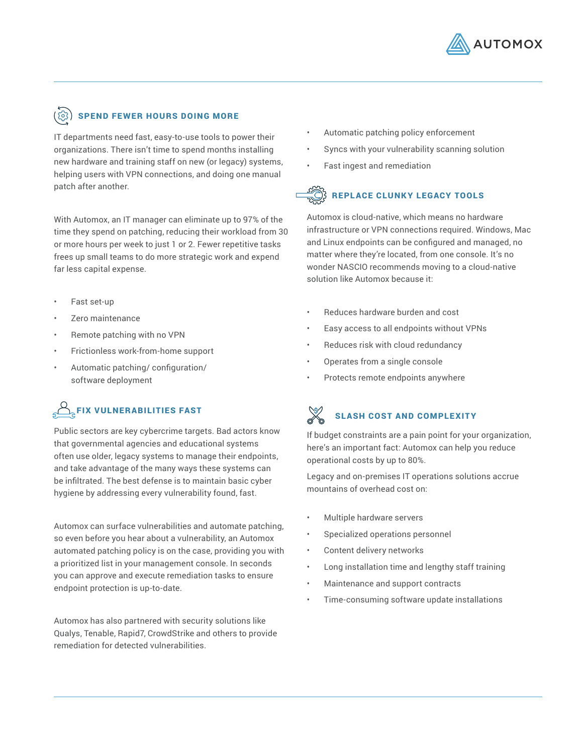## SPEND FEWER HOURS DOING MORE

IT departments need fast, easy-to-use tools to power their organizations. There isn't time to spend months installing new hardware and training staff on new (or legacy) systems, helping users with VPN connections, and doing one manual patch after another.

With Automox, an IT manager can eliminate up to 97% of the time they spend on patching, reducing their workload from 30 or more hours per week to just 1 or 2. Fewer repetitive tasks frees up small teams to do more strategic work and expend far less capital expense.

- Fast set-up
- Zero maintenance
- Remote patching with no VPN
- Frictionless work-from-home support
- Automatic patching/ configuration/ software deployment

## FIX VULNERABILITIES FAST

Public sectors are key cybercrime targets. Bad actors know that governmental agencies and educational systems often use older, legacy systems to manage their endpoints, and take advantage of the many ways these systems can be infiltrated. The best defense is to maintain basic cyber hygiene by addressing every vulnerability found, fast.

Automox can surface vulnerabilities and automate patching, so even before you hear about a vulnerability, an Automox automated patching policy is on the case, providing you with a prioritized list in your management console. In seconds you can approve and execute remediation tasks to ensure endpoint protection is up-to-date.

Automox has also partnered with security solutions like Qualys, Tenable, Rapid7, CrowdStrike and others to provide remediation for detected vulnerabilities.

- Automatic patching policy enforcement
- Syncs with your vulnerability scanning solution
- Fast ingest and remediation

## REPLACE CLUNKY LEGACY TOOLS

Automox is cloud-native, which means no hardware infrastructure or VPN connections required. Windows, Mac and Linux endpoints can be configured and managed, no matter where they're located, from one console. It's no wonder NASCIO recommends moving to a cloud-native solution like Automox because it:

- Reduces hardware burden and cost
- Easy access to all endpoints without VPNs
- Reduces risk with cloud redundancy
- Operates from a single console
- Protects remote endpoints anywhere

## SLASH COST AND COMPLEXITY

If budget constraints are a pain point for your organization, here's an important fact: Automox can help you reduce operational costs by up to 80%.

Legacy and on-premises IT operations solutions accrue mountains of overhead cost on:

- Multiple hardware servers
- Specialized operations personnel
- Content delivery networks
- Long installation time and lengthy staff training
- Maintenance and support contracts
- Time-consuming software update installations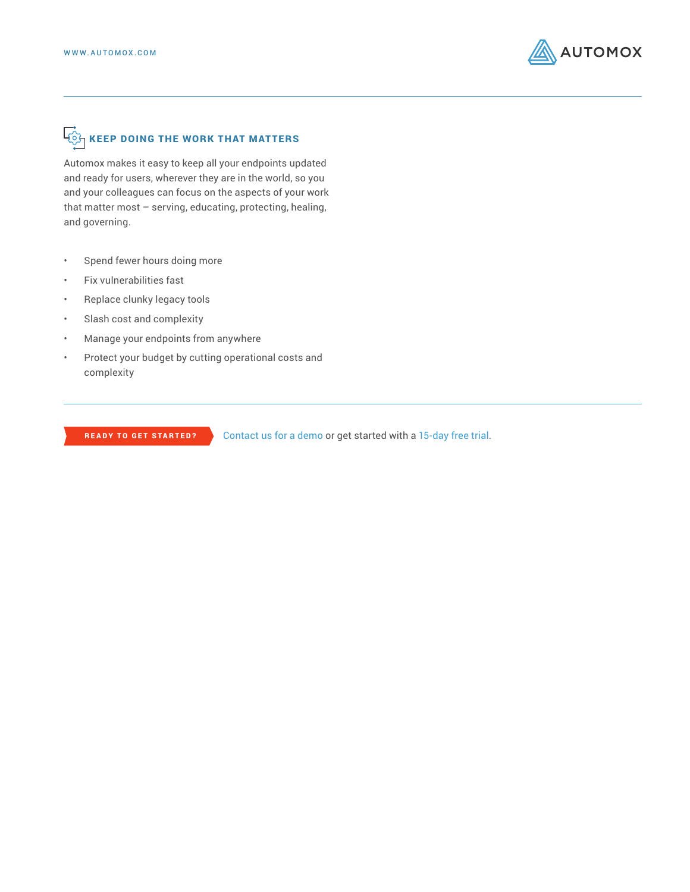## KEEP DOING THE WORK THAT MATTERS

Automox makes it easy to keep all your endpoints updated and ready for users, wherever they are in the world, so you and your colleagues can focus on the aspects of your work that matter most – serving, educating, protecting, healing, and governing.

- Spend fewer hours doing more
- Fix vulnerabilities fast
- Replace clunky legacy tools
- Slash cost and complexity
- Manage your endpoints from anywhere
- Protect your budget by cutting operational costs and complexity

**READY TO GET STARTED?** Contact us for a demo or get started with a 15-day free trial.